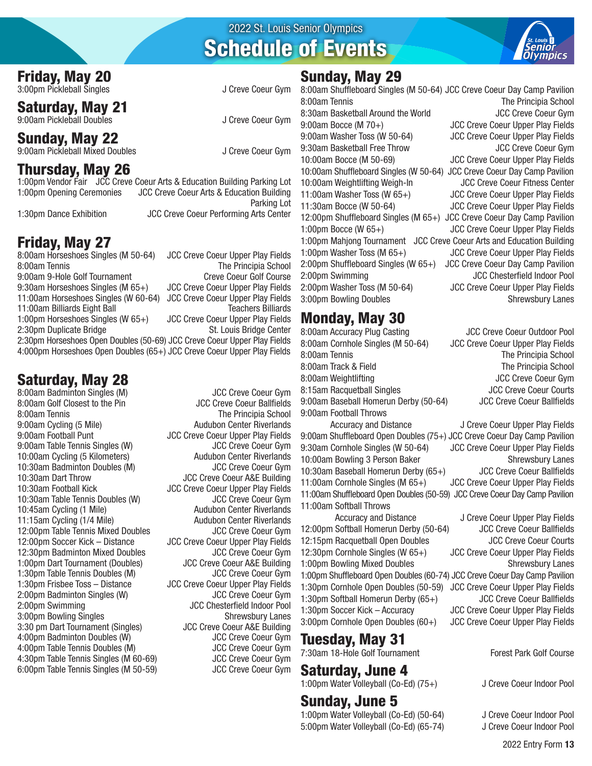2022 St. Louis Senior Olympics

# Schedule of Events

## Friday, May 20

3:00pm Pickleball Singles — J Creve Coeur Gym

## Saturday, May 21

9:00am Pickleball Doubles — J Creve Coeur Gym

## Sunday, May 22

9:00am Pickleball Mixed Doubles — J Creve Coeur Gym

## Thursday, May 26

1:00pm Vendor Fair — JCC Creve Coeur Arts & Education Building Parking Lot
1:00pm Opening Ceremonies — JCC Creve Coeur Arts & Education Building Parking Lot
1:30pm Dance Exhibition — JCC Creve Coeur Performing Arts Center

## Friday, May 27

8:00am Horseshoes Singles (M 50-64) — JCC Creve Coeur Upper Play Fields
8:00am Tennis — The Principia School
9:00am 9-Hole Golf Tournament — Creve Coeur Golf Course
9:30am Horseshoes Singles (M 65+) — JCC Creve Coeur Upper Play Fields
11:00am Horseshoes Singles (W 60-64) — JCC Creve Coeur Upper Play Fields
11:00am Billiards Eight Ball — Teachers Billiards
1:00pm Horseshoes Singles (W 65+) — JCC Creve Coeur Upper Play Fields
2:30pm Duplicate Bridge — St. Louis Bridge Center
2:30pm Horseshoes Open Doubles (50-69) — JCC Creve Coeur Upper Play Fields
4:000pm Horseshoes Open Doubles (65+) — JCC Creve Coeur Upper Play Fields

## Saturday, May 28

8:00am Badminton Singles (M) — JCC Creve Coeur Gym
8:00am Golf Closest to the Pin — JCC Creve Coeur Ballfields
8:00am Tennis — The Principia School
9:00am Cycling (5 Mile) — Audubon Center Riverlands
9:00am Football Punt — JCC Creve Coeur Upper Play Fields
9:00am Table Tennis Singles (W) — JCC Creve Coeur Gym
10:00am Cycling (5 Kilometers) — Audubon Center Riverlands
10:30am Badminton Doubles (M) — JCC Creve Coeur Gym
10:30am Dart Throw — JCC Creve Coeur A&E Building
10:30am Football Kick — JCC Creve Coeur Upper Play Fields
10:30am Table Tennis Doubles (W) — JCC Creve Coeur Gym
10:45am Cycling (1 Mile) — Audubon Center Riverlands
11:15am Cycling (1/4 Mile) — Audubon Center Riverlands
12:00pm Table Tennis Mixed Doubles — JCC Creve Coeur Gym
12:00pm Soccer Kick – Distance — JCC Creve Coeur Upper Play Fields
12:30pm Badminton Mixed Doubles — JCC Creve Coeur Gym
1:00pm Dart Tournament (Doubles) — JCC Creve Coeur A&E Building
1:30pm Table Tennis Doubles (M) — JCC Creve Coeur Gym
1:30pm Frisbee Toss – Distance — JCC Creve Coeur Upper Play Fields
2:00pm Badminton Singles (W) — JCC Creve Coeur Gym
2:00pm Swimming — JCC Chesterfield Indoor Pool
3:00pm Bowling Singles — Shrewsbury Lanes
3:30 pm Dart Tournament (Singles) — JCC Creve Coeur A&E Building
4:00pm Badminton Doubles (W) — JCC Creve Coeur Gym
4:00pm Table Tennis Doubles (M) — JCC Creve Coeur Gym
4:30pm Table Tennis Singles (M 60-69) — JCC Creve Coeur Gym
6:00pm Table Tennis Singles (M 50-59) — JCC Creve Coeur Gym

## Sunday, May 29

8:00am Shuffleboard Singles (M 50-64) — JCC Creve Coeur Day Camp Pavilion
8:00am Tennis — The Principia School
8:30am Basketball Around the World — JCC Creve Coeur Gym
9:00am Bocce (M 70+) — JCC Creve Coeur Upper Play Fields
9:00am Washer Toss (W 50-64) — JCC Creve Coeur Upper Play Fields
9:30am Basketball Free Throw — JCC Creve Coeur Gym
10:00am Bocce (M 50-69) — JCC Creve Coeur Upper Play Fields
10:00am Shuffleboard Singles (W 50-64) — JCC Creve Coeur Day Camp Pavilion
10:00am Weightlifting Weigh-In — JCC Creve Coeur Fitness Center
11:00am Washer Toss (W 65+) — JCC Creve Coeur Upper Play Fields
11:30am Bocce (W 50-64) — JCC Creve Coeur Upper Play Fields
12:00pm Shuffleboard Singles (M 65+) — JCC Creve Coeur Day Camp Pavilion
1:00pm Bocce (W 65+) — JCC Creve Coeur Upper Play Fields
1:00pm Mahjong Tournament — JCC Creve Coeur Arts and Education Building
1:00pm Washer Toss (M 65+) — JCC Creve Coeur Upper Play Fields
2:00pm Shuffleboard Singles (W 65+) — JCC Creve Coeur Day Camp Pavilion
2:00pm Swimming — JCC Chesterfield Indoor Pool
2:00pm Washer Toss (M 50-64) — JCC Creve Coeur Upper Play Fields
3:00pm Bowling Doubles — Shrewsbury Lanes

## Monday, May 30

8:00am Accuracy Plug Casting — JCC Creve Coeur Outdoor Pool
8:00am Cornhole Singles (M 50-64) — JCC Creve Coeur Upper Play Fields
8:00am Tennis — The Principia School
8:00am Track & Field — The Principia School
8:00am Weightlifting — JCC Creve Coeur Gym
8:15am Racquetball Singles — JCC Creve Coeur Courts
9:00am Baseball Homerun Derby (50-64) — JCC Creve Coeur Ballfields
9:00am Football Throws Accuracy and Distance — J Creve Coeur Upper Play Fields
9:00am Shuffleboard Open Doubles (75+) — JCC Creve Coeur Day Camp Pavilion
9:30am Cornhole Singles (W 50-64) — JCC Creve Coeur Upper Play Fields
10:00am Bowling 3 Person Baker — Shrewsbury Lanes
10:30am Baseball Homerun Derby (65+) — JCC Creve Coeur Ballfields
11:00am Cornhole Singles (M 65+) — JCC Creve Coeur Upper Play Fields
11:00am Shuffleboard Open Doubles (50-59) — JCC Creve Coeur Day Camp Pavilion
11:00am Softball Throws Accuracy and Distance — J Creve Coeur Upper Play Fields
12:00pm Softball Homerun Derby (50-64) — JCC Creve Coeur Ballfields
12:15pm Racquetball Open Doubles — JCC Creve Coeur Courts
12:30pm Cornhole Singles (W 65+) — JCC Creve Coeur Upper Play Fields
1:00pm Bowling Mixed Doubles — Shrewsbury Lanes
1:00pm Shuffleboard Open Doubles (60-74) — JCC Creve Coeur Day Camp Pavilion
1:30pm Cornhole Open Doubles (50-59) — JCC Creve Coeur Upper Play Fields
1:30pm Softball Homerun Derby (65+) — JCC Creve Coeur Ballfields
1:30pm Soccer Kick – Accuracy — JCC Creve Coeur Upper Play Fields
3:00pm Cornhole Open Doubles (60+) — JCC Creve Coeur Upper Play Fields

## Tuesday, May 31

7:30am 18-Hole Golf Tournament — Forest Park Golf Course

## Saturday, June 4

1:00pm Water Volleyball (Co-Ed) (75+) — J Creve Coeur Indoor Pool

## Sunday, June 5

1:00pm Water Volleyball (Co-Ed) (50-64) — J Creve Coeur Indoor Pool
5:00pm Water Volleyball (Co-Ed) (65-74) — J Creve Coeur Indoor Pool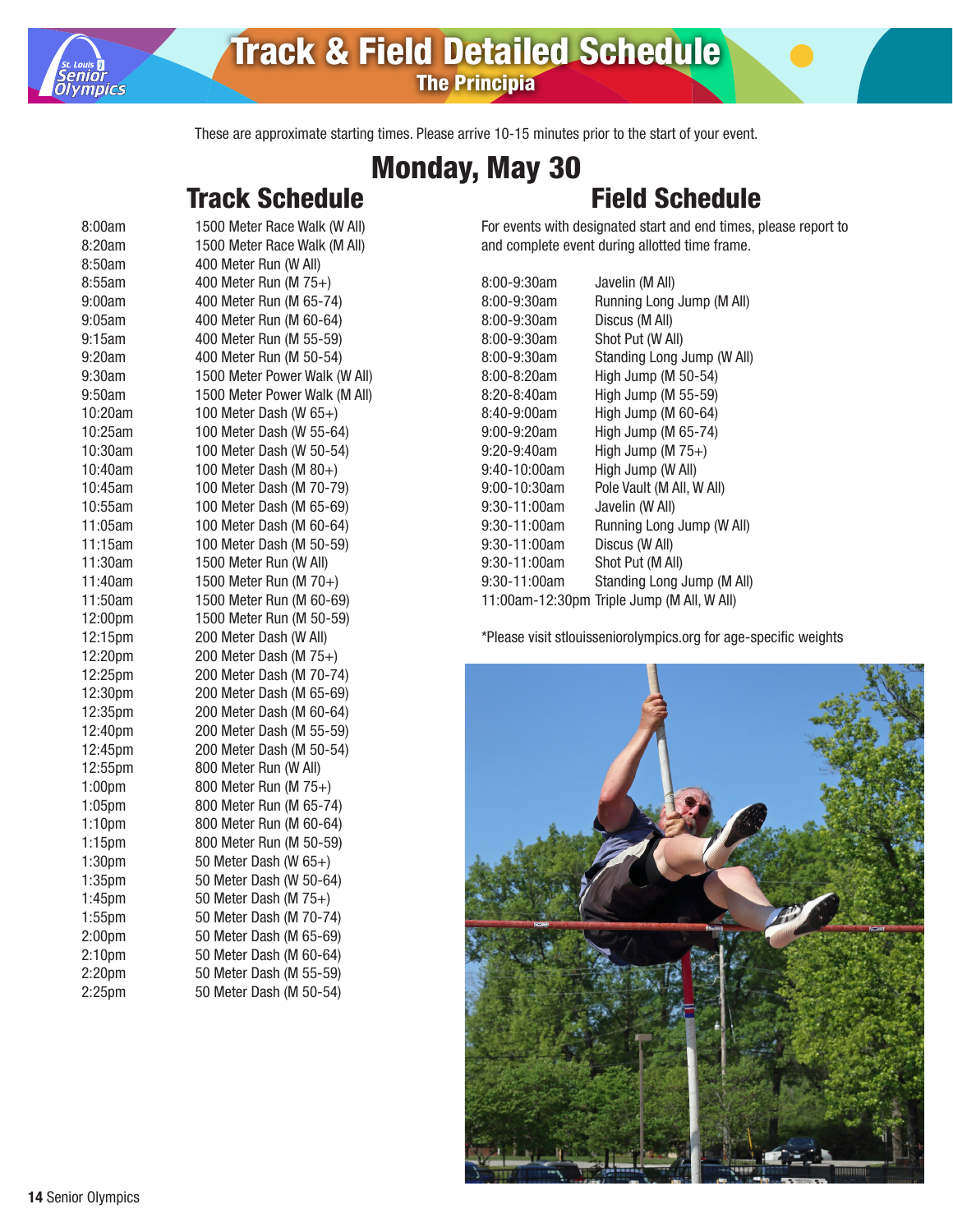# Track & Field Detailed Schedule

## The Principia

These are approximate starting times. Please arrive 10-15 minutes prior to the start of your event.

## Monday, May 30

### Track Schedule

| | |
|---|---|
| 8:00am | 1500 Meter Race Walk (W All) |
| 8:20am | 1500 Meter Race Walk (M All) |
| 8:50am | 400 Meter Run (W All) |
| 8:55am | 400 Meter Run (M 75+) |
| 9:00am | 400 Meter Run (M 65-74) |
| 9:05am | 400 Meter Run (M 60-64) |
| 9:15am | 400 Meter Run (M 55-59) |
| 9:20am | 400 Meter Run (M 50-54) |
| 9:30am | 1500 Meter Power Walk (W All) |
| 9:50am | 1500 Meter Power Walk (M All) |
| 10:20am | 100 Meter Dash (W 65+) |
| 10:25am | 100 Meter Dash (W 55-64) |
| 10:30am | 100 Meter Dash (W 50-54) |
| 10:40am | 100 Meter Dash (M 80+) |
| 10:45am | 100 Meter Dash (M 70-79) |
| 10:55am | 100 Meter Dash (M 65-69) |
| 11:05am | 100 Meter Dash (M 60-64) |
| 11:15am | 100 Meter Dash (M 50-59) |
| 11:30am | 1500 Meter Run (W All) |
| 11:40am | 1500 Meter Run (M 70+) |
| 11:50am | 1500 Meter Run (M 60-69) |
| 12:00pm | 1500 Meter Run (M 50-59) |
| 12:15pm | 200 Meter Dash (W All) |
| 12:20pm | 200 Meter Dash (M 75+) |
| 12:25pm | 200 Meter Dash (M 70-74) |
| 12:30pm | 200 Meter Dash (M 65-69) |
| 12:35pm | 200 Meter Dash (M 60-64) |
| 12:40pm | 200 Meter Dash (M 55-59) |
| 12:45pm | 200 Meter Dash (M 50-54) |
| 12:55pm | 800 Meter Run (W All) |
| 1:00pm | 800 Meter Run (M 75+) |
| 1:05pm | 800 Meter Run (M 65-74) |
| 1:10pm | 800 Meter Run (M 60-64) |
| 1:15pm | 800 Meter Run (M 50-59) |
| 1:30pm | 50 Meter Dash (W 65+) |
| 1:35pm | 50 Meter Dash (W 50-64) |
| 1:45pm | 50 Meter Dash (M 75+) |
| 1:55pm | 50 Meter Dash (M 70-74) |
| 2:00pm | 50 Meter Dash (M 65-69) |
| 2:10pm | 50 Meter Dash (M 60-64) |
| 2:20pm | 50 Meter Dash (M 55-59) |
| 2:25pm | 50 Meter Dash (M 50-54) |

### Field Schedule

For events with designated start and end times, please report to and complete event during allotted time frame.

| | |
|---|---|
| 8:00-9:30am | Javelin (M All) |
| 8:00-9:30am | Running Long Jump (M All) |
| 8:00-9:30am | Discus (M All) |
| 8:00-9:30am | Shot Put (W All) |
| 8:00-9:30am | Standing Long Jump (W All) |
| 8:00-8:20am | High Jump (M 50-54) |
| 8:20-8:40am | High Jump (M 55-59) |
| 8:40-9:00am | High Jump (M 60-64) |
| 9:00-9:20am | High Jump (M 65-74) |
| 9:20-9:40am | High Jump (M 75+) |
| 9:40-10:00am | High Jump (W All) |
| 9:00-10:30am | Pole Vault (M All, W All) |
| 9:30-11:00am | Javelin (W All) |
| 9:30-11:00am | Running Long Jump (W All) |
| 9:30-11:00am | Discus (W All) |
| 9:30-11:00am | Shot Put (M All) |
| 9:30-11:00am | Standing Long Jump (M All) |
| 11:00am-12:30pm | Triple Jump (M All, W All) |

*Please visit stlouisseniorolympics.org for age-specific weights